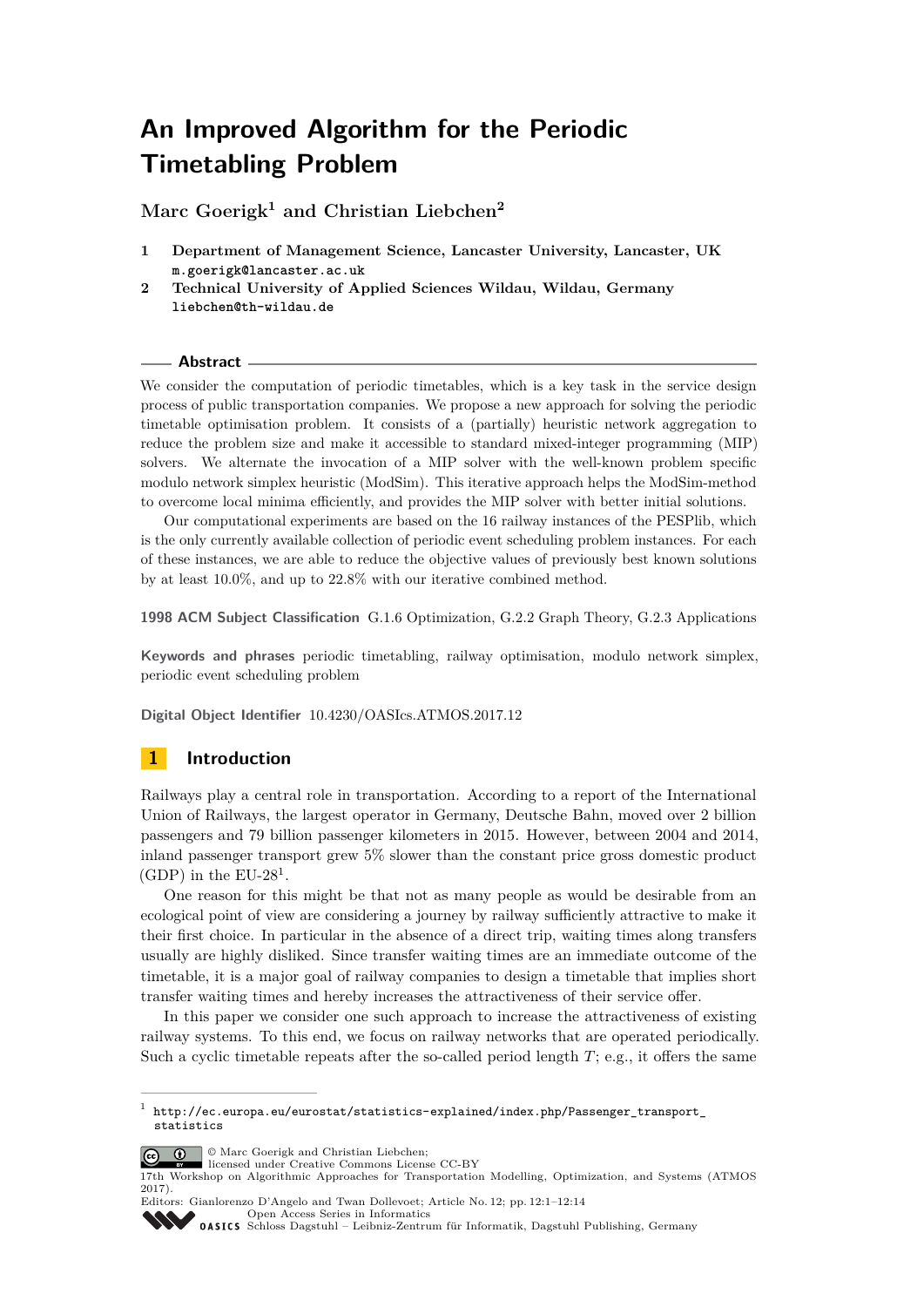# An Improved Algorithm for the Periodic Timetabling Problem

**Marc Goerigk[1] and Christian Liebchen[2]**

1. **Department of Management Science, Lancaster University, Lancaster, UK**
   m.goerigk@lancaster.ac.uk
2. **Technical University of Applied Sciences Wildau, Wildau, Germany**
   liebchen@th-wildau.de

## Abstract

We consider the computation of periodic timetables, which is a key task in the service design process of public transportation companies. We propose a new approach for solving the periodic timetable optimisation problem. It consists of a (partially) heuristic network aggregation to reduce the problem size and make it accessible to standard mixed-integer programming (MIP) solvers. We alternate the invocation of a MIP solver with the well-known problem specific modulo network simplex heuristic (ModSim). This iterative approach helps the ModSim-method to overcome local minima efficiently, and provides the MIP solver with better initial solutions.

Our computational experiments are based on the 16 railway instances of the PESPlib, which is the only currently available collection of periodic event scheduling problem instances. For each of these instances, we are able to reduce the objective values of previously best known solutions by at least 10.0%, and up to 22.8% with our iterative combined method.

**1998 ACM Subject Classification** G.1.6 Optimization, G.2.2 Graph Theory, G.2.3 Applications

**Keywords and phrases** periodic timetabling, railway optimisation, modulo network simplex, periodic event scheduling problem

**Digital Object Identifier** 10.4230/OASIcs.ATMOS.2017.12

## 1 Introduction

Railways play a central role in transportation. According to a report of the International Union of Railways, the largest operator in Germany, Deutsche Bahn, moved over 2 billion passengers and 79 billion passenger kilometers in 2015. However, between 2004 and 2014, inland passenger transport grew 5% slower than the constant price gross domestic product (GDP) in the EU-28[1].

One reason for this might be that not as many people as would be desirable from an ecological point of view are considering a journey by railway sufficiently attractive to make it their first choice. In particular in the absence of a direct trip, waiting times along transfers usually are highly disliked. Since transfer waiting times are an immediate outcome of the timetable, it is a major goal of railway companies to design a timetable that implies short transfer waiting times and hereby increases the attractiveness of their service offer.

In this paper we consider one such approach to increase the attractiveness of existing railway systems. To this end, we focus on railway networks that are operated periodically. Such a cyclic timetable repeats after the so-called period length $T$; e.g., it offers the same

---

[1] http://ec.europa.eu/eurostat/statistics-explained/index.php/Passenger_transport_statistics

© Marc Goerigk and Christian Liebchen;
licensed under Creative Commons License CC-BY
17th Workshop on Algorithmic Approaches for Transportation Modelling, Optimization, and Systems (ATMOS 2017).
Editors: Gianlorenzo D'Angelo and Twan Dollevoet; Article No. 12; pp. 12:1–12:14
Open Access Series in Informatics
Schloss Dagstuhl – Leibniz-Zentrum für Informatik, Dagstuhl Publishing, Germany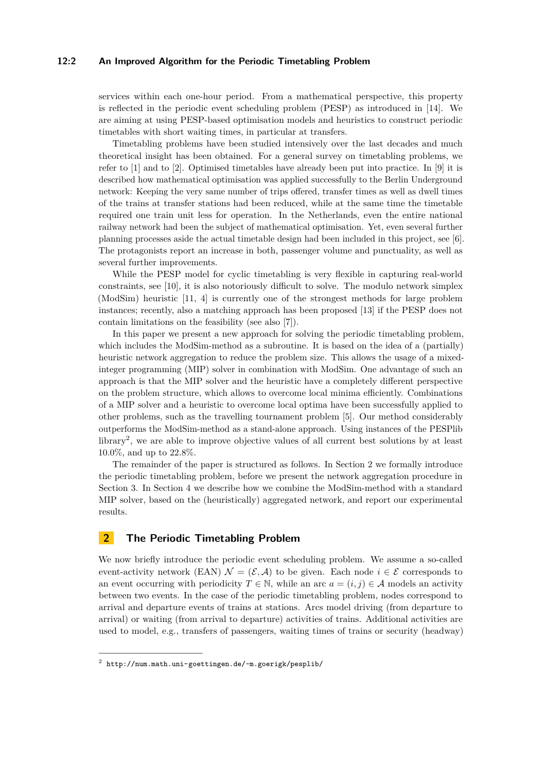services within each one-hour period. From a mathematical perspective, this property is reflected in the periodic event scheduling problem (PESP) as introduced in [14]. We are aiming at using PESP-based optimisation models and heuristics to construct periodic timetables with short waiting times, in particular at transfers.

Timetabling problems have been studied intensively over the last decades and much theoretical insight has been obtained. For a general survey on timetabling problems, we refer to [1] and to [2]. Optimised timetables have already been put into practice. In [9] it is described how mathematical optimisation was applied successfully to the Berlin Underground network: Keeping the very same number of trips offered, transfer times as well as dwell times of the trains at transfer stations had been reduced, while at the same time the timetable required one train unit less for operation. In the Netherlands, even the entire national railway network had been the subject of mathematical optimisation. Yet, even several further planning processes aside the actual timetable design had been included in this project, see [6]. The protagonists report an increase in both, passenger volume and punctuality, as well as several further improvements.

While the PESP model for cyclic timetabling is very flexible in capturing real-world constraints, see [10], it is also notoriously difficult to solve. The modulo network simplex (ModSim) heuristic [11, 4] is currently one of the strongest methods for large problem instances; recently, also a matching approach has been proposed [13] if the PESP does not contain limitations on the feasibility (see also [7]).

In this paper we present a new approach for solving the periodic timetabling problem, which includes the ModSim-method as a subroutine. It is based on the idea of a (partially) heuristic network aggregation to reduce the problem size. This allows the usage of a mixed-integer programming (MIP) solver in combination with ModSim. One advantage of such an approach is that the MIP solver and the heuristic have a completely different perspective on the problem structure, which allows to overcome local minima efficiently. Combinations of a MIP solver and a heuristic to overcome local optima have been successfully applied to other problems, such as the travelling tournament problem [5]. Our method considerably outperforms the ModSim-method as a stand-alone approach. Using instances of the PESPlib library[2], we are able to improve objective values of all current best solutions by at least 10.0%, and up to 22.8%.

The remainder of the paper is structured as follows. In Section 2 we formally introduce the periodic timetabling problem, before we present the network aggregation procedure in Section 3. In Section 4 we describe how we combine the ModSim-method with a standard MIP solver, based on the (heuristically) aggregated network, and report our experimental results.

## 2 The Periodic Timetabling Problem

We now briefly introduce the periodic event scheduling problem. We assume a so-called event-activity network (EAN) $\mathcal{N} = (\mathcal{E}, \mathcal{A})$ to be given. Each node $i \in \mathcal{E}$ corresponds to an event occurring with periodicity $T \in \mathbb{N}$, while an arc $a = (i, j) \in \mathcal{A}$ models an activity between two events. In the case of the periodic timetabling problem, nodes correspond to arrival and departure events of trains at stations. Arcs model driving (from departure to arrival) or waiting (from arrival to departure) activities of trains. Additional activities are used to model, e.g., transfers of passengers, waiting times of trains or security (headway)

[2] http://num.math.uni-goettingen.de/~m.goerigk/pesplib/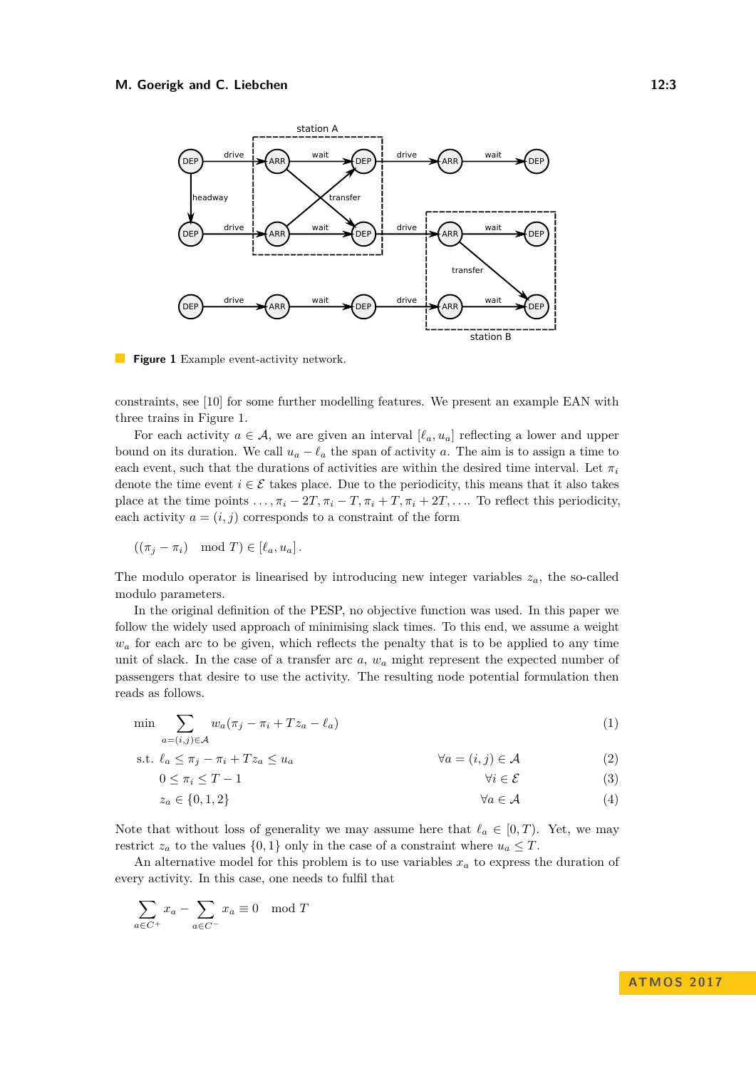**Figure 1** Example event-activity network.

constraints, see [10] for some further modelling features. We present an example EAN with three trains in Figure 1.

For each activity $a \in \mathcal{A}$, we are given an interval $[\ell_a, u_a]$ reflecting a lower and upper bound on its duration. We call $u_a - \ell_a$ the span of activity $a$. The aim is to assign a time to each event, such that the durations of activities are within the desired time interval. Let $\pi_i$ denote the time event $i \in \mathcal{E}$ takes place. Due to the periodicity, this means that it also takes place at the time points $\ldots, \pi_i - 2T, \pi_i - T, \pi_i + T, \pi_i + 2T, \ldots$. To reflect this periodicity, each activity $a = (i, j)$ corresponds to a constraint of the form

$$((\pi_j - \pi_i) \mod T) \in [\ell_a, u_a].$$

The modulo operator is linearised by introducing new integer variables $z_a$, the so-called modulo parameters.

In the original definition of the PESP, no objective function was used. In this paper we follow the widely used approach of minimising slack times. To this end, we assume a weight $w_a$ for each arc to be given, which reflects the penalty that is to be applied to any time unit of slack. In the case of a transfer arc $a$, $w_a$ might represent the expected number of passengers that desire to use the activity. The resulting node potential formulation then reads as follows.

$$\min \sum_{a=(i,j)\in\mathcal{A}} w_a(\pi_j - \pi_i + Tz_a - \ell_a) \tag{1}$$

$$\text{s.t. } \ell_a \le \pi_j - \pi_i + Tz_a \le u_a \qquad \forall a = (i,j) \in \mathcal{A} \tag{2}$$

$$0 \le \pi_i \le T - 1 \qquad \forall i \in \mathcal{E} \tag{3}$$

$$z_a \in \{0, 1, 2\} \qquad \forall a \in \mathcal{A} \tag{4}$$

Note that without loss of generality we may assume here that $\ell_a \in [0, T)$. Yet, we may restrict $z_a$ to the values $\{0, 1\}$ only in the case of a constraint where $u_a \le T$.

An alternative model for this problem is to use variables $x_a$ to express the duration of every activity. In this case, one needs to fulfil that

$$\sum_{a\in C^+} x_a - \sum_{a\in C^-} x_a \equiv 0 \mod T$$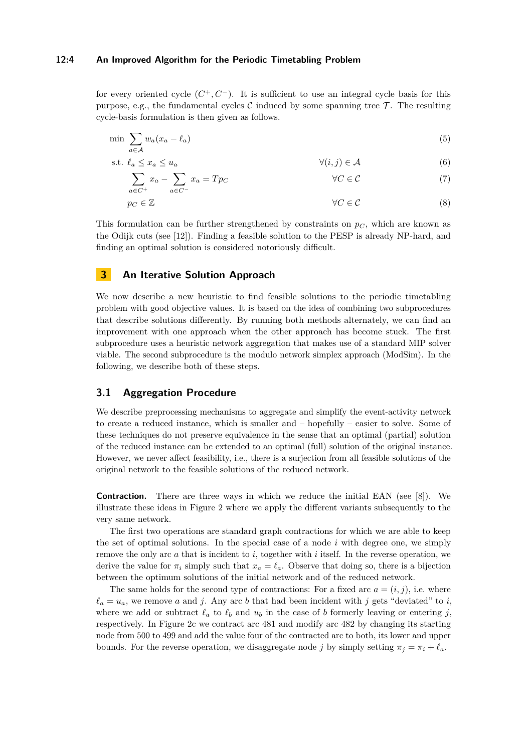for every oriented cycle $(C^+, C^-)$. It is sufficient to use an integral cycle basis for this purpose, e.g., the fundamental cycles $\mathcal{C}$ induced by some spanning tree $\mathcal{T}$. The resulting cycle-basis formulation is then given as follows.

$$\min \sum_{a \in \mathcal{A}} w_a(x_a - \ell_a) \tag{5}$$

$$\text{s.t. } \ell_a \leq x_a \leq u_a \qquad \forall (i,j) \in \mathcal{A} \tag{6}$$

$$\sum_{a \in C^+} x_a - \sum_{a \in C^-} x_a = T p_C \qquad \forall C \in \mathcal{C} \tag{7}$$

$$p_C \in \mathbb{Z} \qquad \forall C \in \mathcal{C} \tag{8}$$

This formulation can be further strengthened by constraints on $p_C$, which are known as the Odijk cuts (see [12]). Finding a feasible solution to the PESP is already NP-hard, and finding an optimal solution is considered notoriously difficult.

## 3 An Iterative Solution Approach

We now describe a new heuristic to find feasible solutions to the periodic timetabling problem with good objective values. It is based on the idea of combining two subprocedures that describe solutions differently. By running both methods alternately, we can find an improvement with one approach when the other approach has become stuck. The first subprocedure uses a heuristic network aggregation that makes use of a standard MIP solver viable. The second subprocedure is the modulo network simplex approach (ModSim). In the following, we describe both of these steps.

### 3.1 Aggregation Procedure

We describe preprocessing mechanisms to aggregate and simplify the event-activity network to create a reduced instance, which is smaller and – hopefully – easier to solve. Some of these techniques do not preserve equivalence in the sense that an optimal (partial) solution of the reduced instance can be extended to an optimal (full) solution of the original instance. However, we never affect feasibility, i.e., there is a surjection from all feasible solutions of the original network to the feasible solutions of the reduced network.

**Contraction.** There are three ways in which we reduce the initial EAN (see [8]). We illustrate these ideas in Figure 2 where we apply the different variants subsequently to the very same network.

The first two operations are standard graph contractions for which we are able to keep the set of optimal solutions. In the special case of a node $i$ with degree one, we simply remove the only arc $a$ that is incident to $i$, together with $i$ itself. In the reverse operation, we derive the value for $\pi_i$ simply such that $x_a = \ell_a$. Observe that doing so, there is a bijection between the optimum solutions of the initial network and of the reduced network.

The same holds for the second type of contractions: For a fixed arc $a = (i,j)$, i.e. where $\ell_a = u_a$, we remove $a$ and $j$. Any arc $b$ that had been incident with $j$ gets "deviated" to $i$, where we add or subtract $\ell_a$ to $\ell_b$ and $u_b$ in the case of $b$ formerly leaving or entering $j$, respectively. In Figure 2c we contract arc 481 and modify arc 482 by changing its starting node from 500 to 499 and add the value four of the contracted arc to both, its lower and upper bounds. For the reverse operation, we disaggregate node $j$ by simply setting $\pi_j = \pi_i + \ell_a$.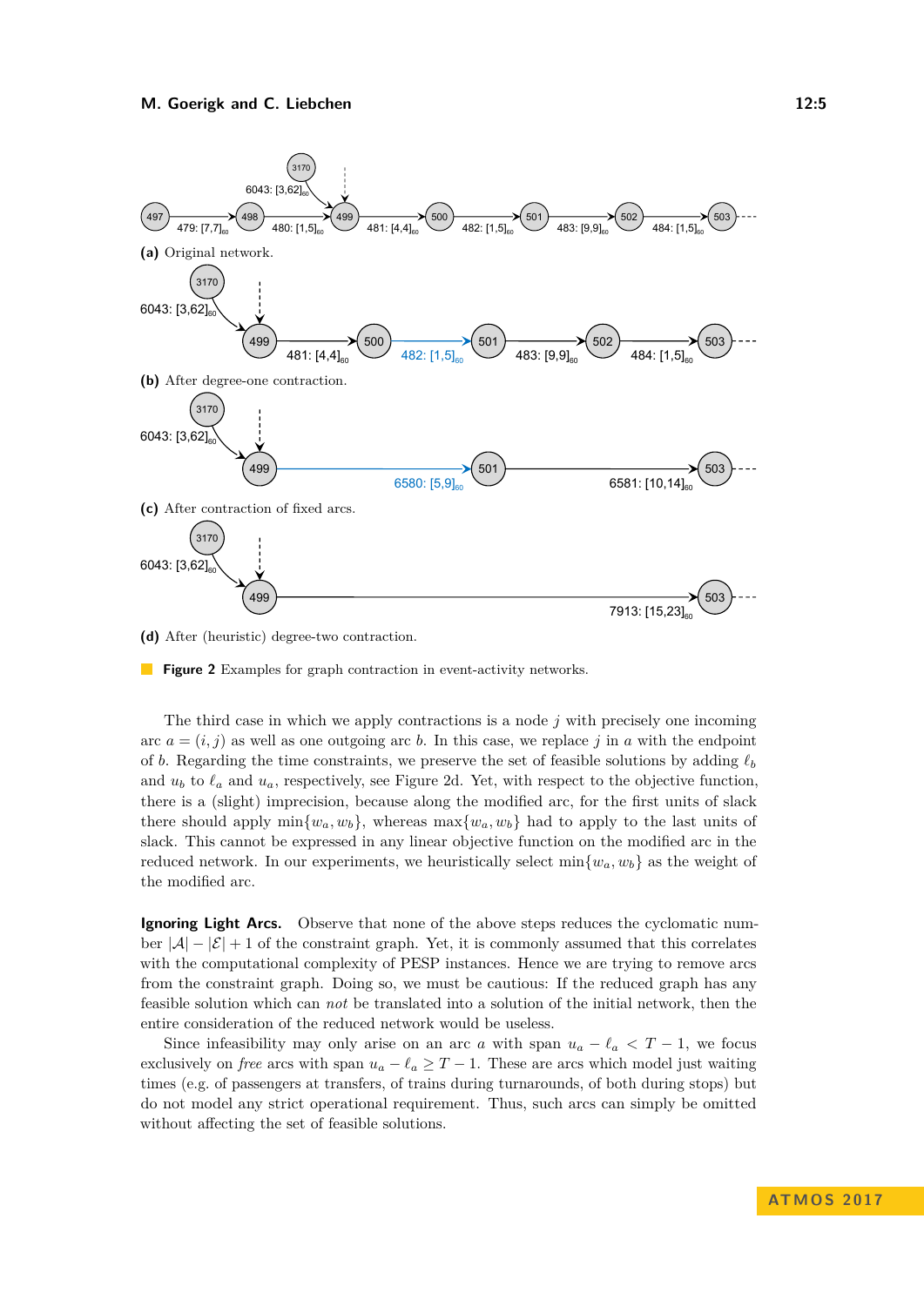(a) Original network.

(b) After degree-one contraction.

(c) After contraction of fixed arcs.

(d) After (heuristic) degree-two contraction.

**Figure 2** Examples for graph contraction in event-activity networks.

The third case in which we apply contractions is a node $j$ with precisely one incoming arc $a = (i, j)$ as well as one outgoing arc $b$. In this case, we replace $j$ in $a$ with the endpoint of $b$. Regarding the time constraints, we preserve the set of feasible solutions by adding $\ell_b$ and $u_b$ to $\ell_a$ and $u_a$, respectively, see Figure 2d. Yet, with respect to the objective function, there is a (slight) imprecision, because along the modified arc, for the first units of slack there should apply $\min\{w_a, w_b\}$, whereas $\max\{w_a, w_b\}$ had to apply to the last units of slack. This cannot be expressed in any linear objective function on the modified arc in the reduced network. In our experiments, we heuristically select $\min\{w_a, w_b\}$ as the weight of the modified arc.

**Ignoring Light Arcs.** Observe that none of the above steps reduces the cyclomatic number $|\mathcal{A}| - |\mathcal{E}| + 1$ of the constraint graph. Yet, it is commonly assumed that this correlates with the computational complexity of PESP instances. Hence we are trying to remove arcs from the constraint graph. Doing so, we must be cautious: If the reduced graph has any feasible solution which can *not* be translated into a solution of the initial network, then the entire consideration of the reduced network would be useless.

Since infeasibility may only arise on an arc $a$ with span $u_a - \ell_a < T - 1$, we focus exclusively on *free* arcs with span $u_a - \ell_a \geq T - 1$. These are arcs which model just waiting times (e.g. of passengers at transfers, of trains during turnarounds, of both during stops) but do not model any strict operational requirement. Thus, such arcs can simply be omitted without affecting the set of feasible solutions.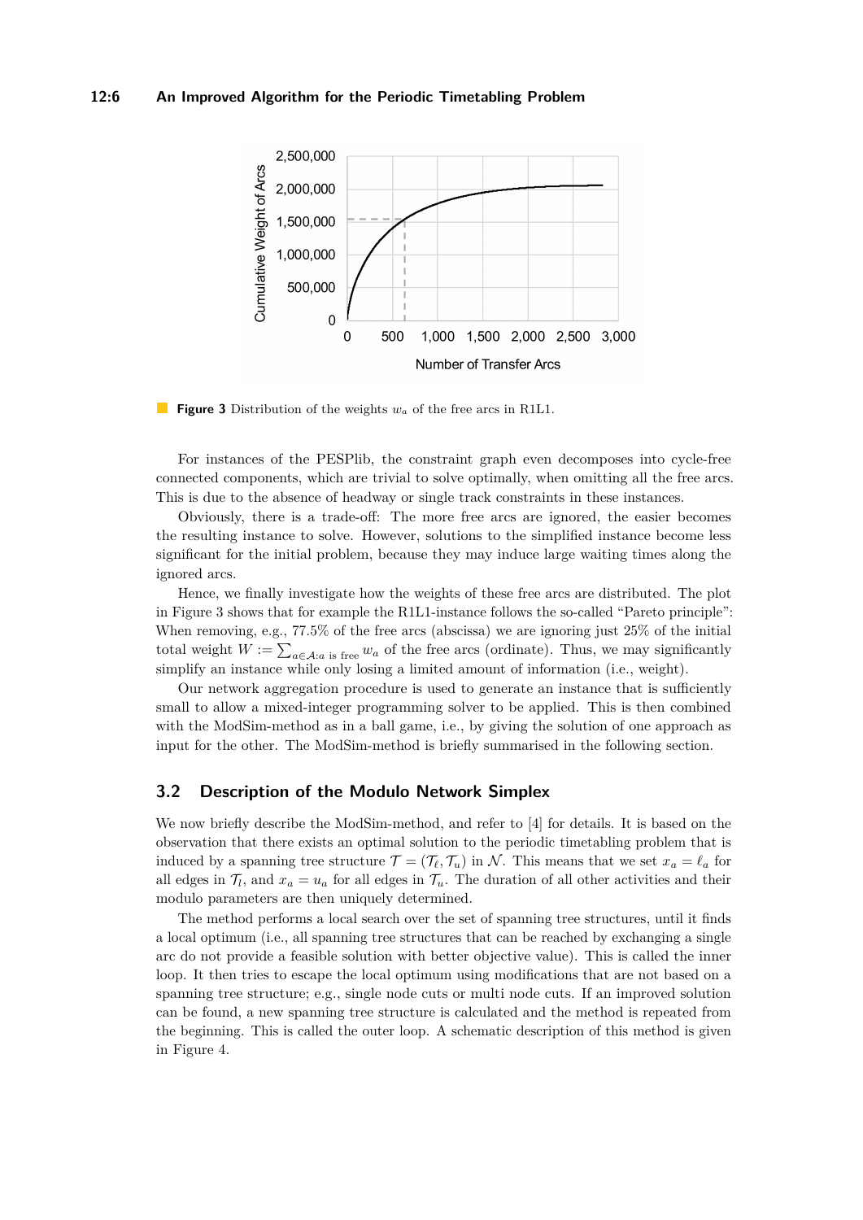**Figure 3** Distribution of the weights $w_a$ of the free arcs in R1L1.

For instances of the PESPlib, the constraint graph even decomposes into cycle-free connected components, which are trivial to solve optimally, when omitting all the free arcs. This is due to the absence of headway or single track constraints in these instances.

Obviously, there is a trade-off: The more free arcs are ignored, the easier becomes the resulting instance to solve. However, solutions to the simplified instance become less significant for the initial problem, because they may induce large waiting times along the ignored arcs.

Hence, we finally investigate how the weights of these free arcs are distributed. The plot in Figure 3 shows that for example the R1L1-instance follows the so-called "Pareto principle": When removing, e.g., 77.5% of the free arcs (abscissa) we are ignoring just 25% of the initial total weight $W := \sum_{a \in \mathcal{A}: a \text{ is free}} w_a$ of the free arcs (ordinate). Thus, we may significantly simplify an instance while only losing a limited amount of information (i.e., weight).

Our network aggregation procedure is used to generate an instance that is sufficiently small to allow a mixed-integer programming solver to be applied. This is then combined with the ModSim-method as in a ball game, i.e., by giving the solution of one approach as input for the other. The ModSim-method is briefly summarised in the following section.

## 3.2 Description of the Modulo Network Simplex

We now briefly describe the ModSim-method, and refer to [4] for details. It is based on the observation that there exists an optimal solution to the periodic timetabling problem that is induced by a spanning tree structure $\mathcal{T} = (\mathcal{T}_\ell, \mathcal{T}_u)$ in $\mathcal{N}$. This means that we set $x_a = \ell_a$ for all edges in $\mathcal{T}_l$, and $x_a = u_a$ for all edges in $\mathcal{T}_u$. The duration of all other activities and their modulo parameters are then uniquely determined.

The method performs a local search over the set of spanning tree structures, until it finds a local optimum (i.e., all spanning tree structures that can be reached by exchanging a single arc do not provide a feasible solution with better objective value). This is called the inner loop. It then tries to escape the local optimum using modifications that are not based on a spanning tree structure; e.g., single node cuts or multi node cuts. If an improved solution can be found, a new spanning tree structure is calculated and the method is repeated from the beginning. This is called the outer loop. A schematic description of this method is given in Figure 4.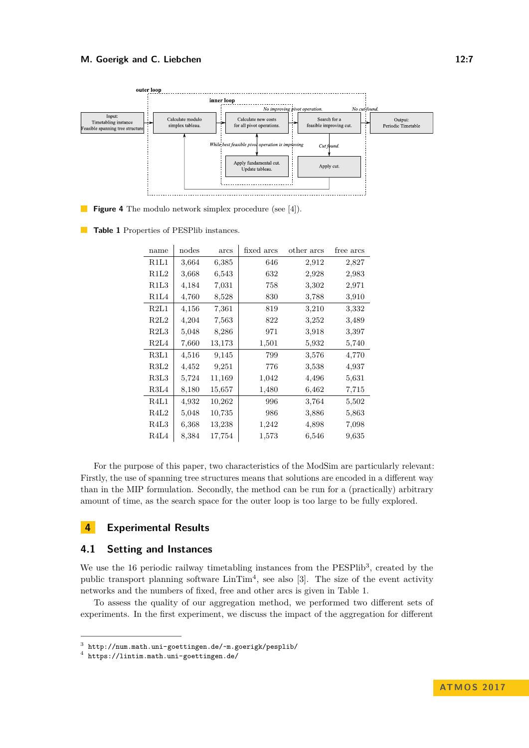**Figure 4** The modulo network simplex procedure (see [4]).

**Table 1** Properties of PESPlib instances.

| name | nodes | arcs | fixed arcs | other arcs | free arcs |
|---|---|---|---|---|---|
| R1L1 | 3,664 | 6,385 | 646 | 2,912 | 2,827 |
| R1L2 | 3,668 | 6,543 | 632 | 2,928 | 2,983 |
| R1L3 | 4,184 | 7,031 | 758 | 3,302 | 2,971 |
| R1L4 | 4,760 | 8,528 | 830 | 3,788 | 3,910 |
| R2L1 | 4,156 | 7,361 | 819 | 3,210 | 3,332 |
| R2L2 | 4,204 | 7,563 | 822 | 3,252 | 3,489 |
| R2L3 | 5,048 | 8,286 | 971 | 3,918 | 3,397 |
| R2L4 | 7,660 | 13,173 | 1,501 | 5,932 | 5,740 |
| R3L1 | 4,516 | 9,145 | 799 | 3,576 | 4,770 |
| R3L2 | 4,452 | 9,251 | 776 | 3,538 | 4,937 |
| R3L3 | 5,724 | 11,169 | 1,042 | 4,496 | 5,631 |
| R3L4 | 8,180 | 15,657 | 1,480 | 6,462 | 7,715 |
| R4L1 | 4,932 | 10,262 | 996 | 3,764 | 5,502 |
| R4L2 | 5,048 | 10,735 | 986 | 3,886 | 5,863 |
| R4L3 | 6,368 | 13,238 | 1,242 | 4,898 | 7,098 |
| R4L4 | 8,384 | 17,754 | 1,573 | 6,546 | 9,635 |

For the purpose of this paper, two characteristics of the ModSim are particularly relevant: Firstly, the use of spanning tree structures means that solutions are encoded in a different way than in the MIP formulation. Secondly, the method can be run for a (practically) arbitrary amount of time, as the search space for the outer loop is too large to be fully explored.

# 4 Experimental Results

## 4.1 Setting and Instances

We use the 16 periodic railway timetabling instances from the PESPlib[3], created by the public transport planning software LinTim[4], see also [3]. The size of the event activity networks and the numbers of fixed, free and other arcs is given in Table 1.

To assess the quality of our aggregation method, we performed two different sets of experiments. In the first experiment, we discuss the impact of the aggregation for different

[3] http://num.math.uni-goettingen.de/~m.goerigk/pesplib/

[4] https://lintim.math.uni-goettingen.de/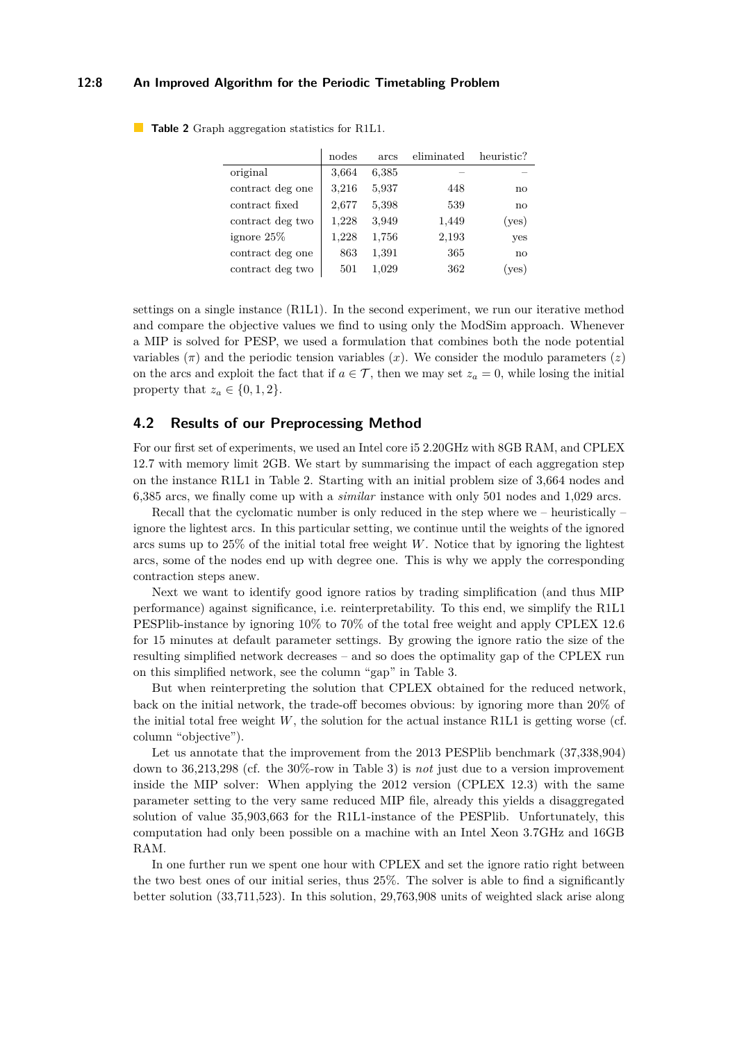**Table 2** Graph aggregation statistics for R1L1.

| | nodes | arcs | eliminated | heuristic? |
|---|---|---|---|---|
| original | 3,664 | 6,385 | – | – |
| contract deg one | 3,216 | 5,937 | 448 | no |
| contract fixed | 2,677 | 5,398 | 539 | no |
| contract deg two | 1,228 | 3,949 | 1,449 | (yes) |
| ignore 25% | 1,228 | 1,756 | 2,193 | yes |
| contract deg one | 863 | 1,391 | 365 | no |
| contract deg two | 501 | 1,029 | 362 | (yes) |

settings on a single instance (R1L1). In the second experiment, we run our iterative method and compare the objective values we find to using only the ModSim approach. Whenever a MIP is solved for PESP, we used a formulation that combines both the node potential variables ($\pi$) and the periodic tension variables ($x$). We consider the modulo parameters ($z$) on the arcs and exploit the fact that if $a \in \mathcal{T}$, then we may set $z_a = 0$, while losing the initial property that $z_a \in \{0, 1, 2\}$.

## 4.2 Results of our Preprocessing Method

For our first set of experiments, we used an Intel core i5 2.20GHz with 8GB RAM, and CPLEX 12.7 with memory limit 2GB. We start by summarising the impact of each aggregation step on the instance R1L1 in Table 2. Starting with an initial problem size of 3,664 nodes and 6,385 arcs, we finally come up with a *similar* instance with only 501 nodes and 1,029 arcs.

Recall that the cyclomatic number is only reduced in the step where we – heuristically – ignore the lightest arcs. In this particular setting, we continue until the weights of the ignored arcs sums up to 25% of the initial total free weight $W$. Notice that by ignoring the lightest arcs, some of the nodes end up with degree one. This is why we apply the corresponding contraction steps anew.

Next we want to identify good ignore ratios by trading simplification (and thus MIP performance) against significance, i.e. reinterpretability. To this end, we simplify the R1L1 PESPlib-instance by ignoring 10% to 70% of the total free weight and apply CPLEX 12.6 for 15 minutes at default parameter settings. By growing the ignore ratio the size of the resulting simplified network decreases – and so does the optimality gap of the CPLEX run on this simplified network, see the column "gap" in Table 3.

But when reinterpreting the solution that CPLEX obtained for the reduced network, back on the initial network, the trade-off becomes obvious: by ignoring more than 20% of the initial total free weight $W$, the solution for the actual instance R1L1 is getting worse (cf. column "objective").

Let us annotate that the improvement from the 2013 PESPlib benchmark (37,338,904) down to 36,213,298 (cf. the 30%-row in Table 3) is *not* just due to a version improvement inside the MIP solver: When applying the 2012 version (CPLEX 12.3) with the same parameter setting to the very same reduced MIP file, already this yields a disaggregated solution of value 35,903,663 for the R1L1-instance of the PESPlib. Unfortunately, this computation had only been possible on a machine with an Intel Xeon 3.7GHz and 16GB RAM.

In one further run we spent one hour with CPLEX and set the ignore ratio right between the two best ones of our initial series, thus 25%. The solver is able to find a significantly better solution (33,711,523). In this solution, 29,763,908 units of weighted slack arise along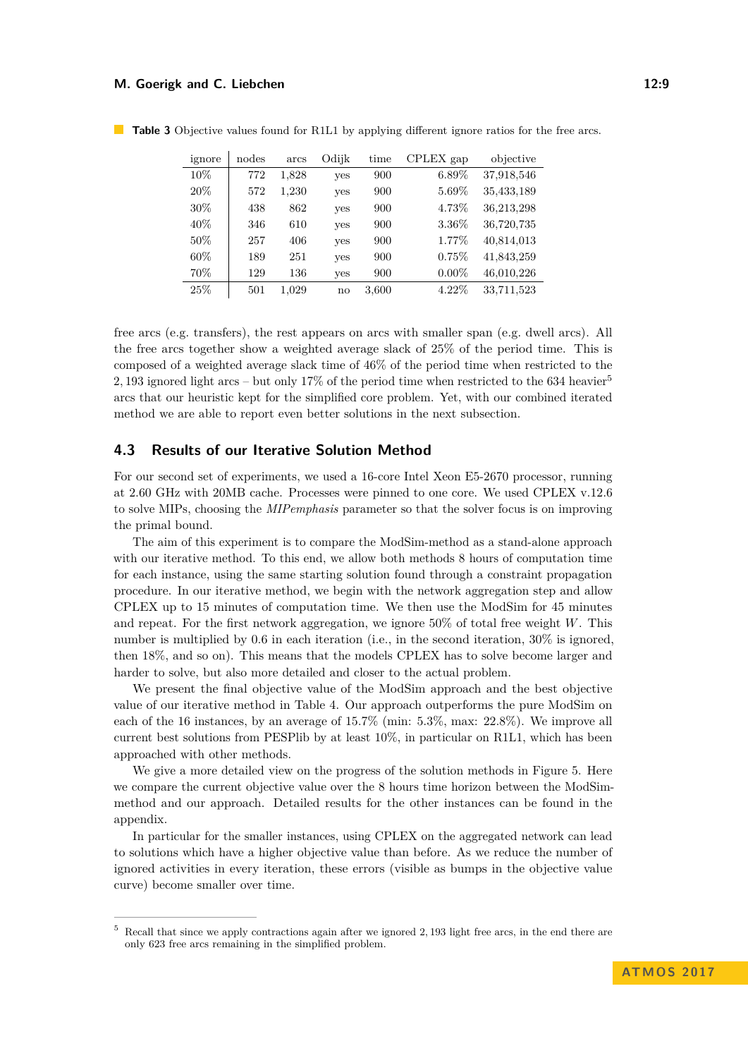**Table 3** Objective values found for R1L1 by applying different ignore ratios for the free arcs.

| ignore | nodes | arcs | Odijk | time | CPLEX gap | objective |
|---|---|---|---|---|---|---|
| 10% | 772 | 1,828 | yes | 900 | 6.89% | 37,918,546 |
| 20% | 572 | 1,230 | yes | 900 | 5.69% | 35,433,189 |
| 30% | 438 | 862 | yes | 900 | 4.73% | 36,213,298 |
| 40% | 346 | 610 | yes | 900 | 3.36% | 36,720,735 |
| 50% | 257 | 406 | yes | 900 | 1.77% | 40,814,013 |
| 60% | 189 | 251 | yes | 900 | 0.75% | 41,843,259 |
| 70% | 129 | 136 | yes | 900 | 0.00% | 46,010,226 |
| 25% | 501 | 1,029 | no | 3,600 | 4.22% | 33,711,523 |

free arcs (e.g. transfers), the rest appears on arcs with smaller span (e.g. dwell arcs). All the free arcs together show a weighted average slack of 25% of the period time. This is composed of a weighted average slack time of 46% of the period time when restricted to the 2,193 ignored light arcs – but only 17% of the period time when restricted to the 634 heavier[5] arcs that our heuristic kept for the simplified core problem. Yet, with our combined iterated method we are able to report even better solutions in the next subsection.

## 4.3 Results of our Iterative Solution Method

For our second set of experiments, we used a 16-core Intel Xeon E5-2670 processor, running at 2.60 GHz with 20MB cache. Processes were pinned to one core. We used CPLEX v.12.6 to solve MIPs, choosing the *MIPemphasis* parameter so that the solver focus is on improving the primal bound.

The aim of this experiment is to compare the ModSim-method as a stand-alone approach with our iterative method. To this end, we allow both methods 8 hours of computation time for each instance, using the same starting solution found through a constraint propagation procedure. In our iterative method, we begin with the network aggregation step and allow CPLEX up to 15 minutes of computation time. We then use the ModSim for 45 minutes and repeat. For the first network aggregation, we ignore 50% of total free weight $W$. This number is multiplied by 0.6 in each iteration (i.e., in the second iteration, 30% is ignored, then 18%, and so on). This means that the models CPLEX has to solve become larger and harder to solve, but also more detailed and closer to the actual problem.

We present the final objective value of the ModSim approach and the best objective value of our iterative method in Table 4. Our approach outperforms the pure ModSim on each of the 16 instances, by an average of 15.7% (min: 5.3%, max: 22.8%). We improve all current best solutions from PESPlib by at least 10%, in particular on R1L1, which has been approached with other methods.

We give a more detailed view on the progress of the solution methods in Figure 5. Here we compare the current objective value over the 8 hours time horizon between the ModSim-method and our approach. Detailed results for the other instances can be found in the appendix.

In particular for the smaller instances, using CPLEX on the aggregated network can lead to solutions which have a higher objective value than before. As we reduce the number of ignored activities in every iteration, these errors (visible as bumps in the objective value curve) become smaller over time.

[5] Recall that since we apply contractions again after we ignored 2,193 light free arcs, in the end there are only 623 free arcs remaining in the simplified problem.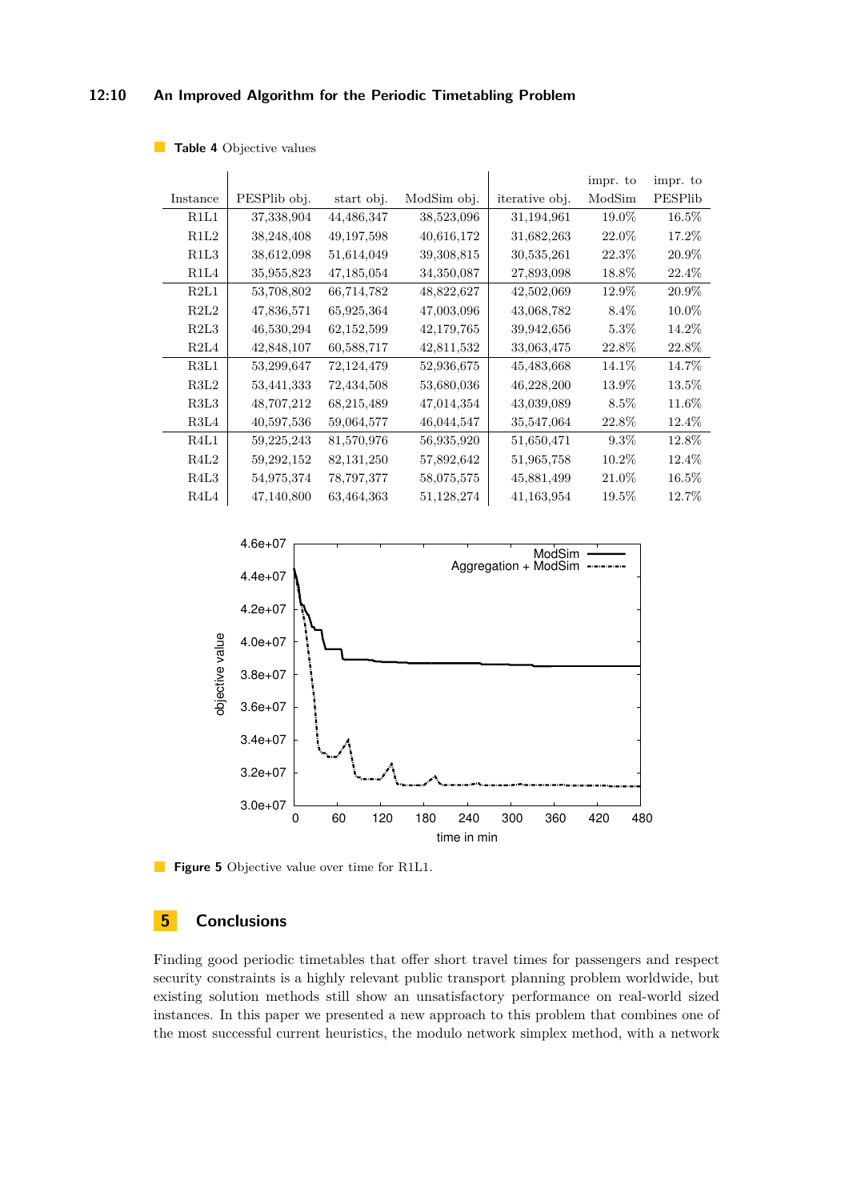**Table 4** Objective values

| Instance | PESPlib obj. | start obj. | ModSim obj. | iterative obj. | impr. to ModSim | impr. to PESPlib |
|---|---|---|---|---|---|---|
| R1L1 | 37,338,904 | 44,486,347 | 38,523,096 | 31,194,961 | 19.0% | 16.5% |
| R1L2 | 38,248,408 | 49,197,598 | 40,616,172 | 31,682,263 | 22.0% | 17.2% |
| R1L3 | 38,612,098 | 51,614,049 | 39,308,815 | 30,535,261 | 22.3% | 20.9% |
| R1L4 | 35,955,823 | 47,185,054 | 34,350,087 | 27,893,098 | 18.8% | 22.4% |
| R2L1 | 53,708,802 | 66,714,782 | 48,822,627 | 42,502,069 | 12.9% | 20.9% |
| R2L2 | 47,836,571 | 65,925,364 | 47,003,096 | 43,068,782 | 8.4% | 10.0% |
| R2L3 | 46,530,294 | 62,152,599 | 42,179,765 | 39,942,656 | 5.3% | 14.2% |
| R2L4 | 42,848,107 | 60,588,717 | 42,811,532 | 33,063,475 | 22.8% | 22.8% |
| R3L1 | 53,299,647 | 72,124,479 | 52,936,675 | 45,483,668 | 14.1% | 14.7% |
| R3L2 | 53,441,333 | 72,434,508 | 53,680,036 | 46,228,200 | 13.9% | 13.5% |
| R3L3 | 48,707,212 | 68,215,489 | 47,014,354 | 43,039,089 | 8.5% | 11.6% |
| R3L4 | 40,597,536 | 59,064,577 | 46,044,547 | 35,547,064 | 22.8% | 12.4% |
| R4L1 | 59,225,243 | 81,570,976 | 56,935,920 | 51,650,471 | 9.3% | 12.8% |
| R4L2 | 59,292,152 | 82,131,250 | 57,892,642 | 51,965,758 | 10.2% | 12.4% |
| R4L3 | 54,975,374 | 78,797,377 | 58,075,575 | 45,881,499 | 21.0% | 16.5% |
| R4L4 | 47,140,800 | 63,464,363 | 51,128,274 | 41,163,954 | 19.5% | 12.7% |

**Figure 5** Objective value over time for R1L1.

## 5 Conclusions

Finding good periodic timetables that offer short travel times for passengers and respect security constraints is a highly relevant public transport planning problem worldwide, but existing solution methods still show an unsatisfactory performance on real-world sized instances. In this paper we presented a new approach to this problem that combines one of the most successful current heuristics, the modulo network simplex method, with a network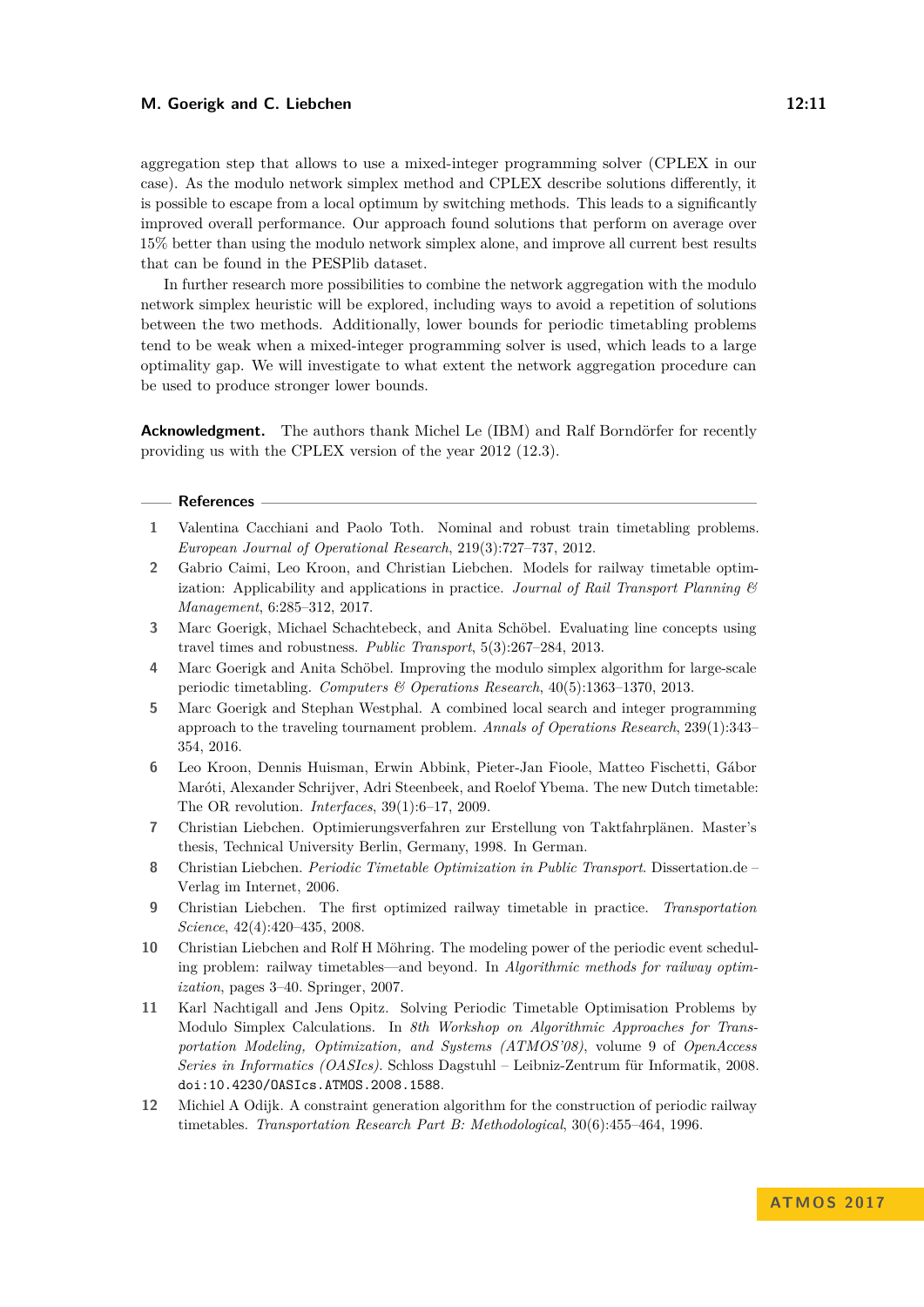aggregation step that allows to use a mixed-integer programming solver (CPLEX in our case). As the modulo network simplex method and CPLEX describe solutions differently, it is possible to escape from a local optimum by switching methods. This leads to a significantly improved overall performance. Our approach found solutions that perform on average over 15% better than using the modulo network simplex alone, and improve all current best results that can be found in the PESPlib dataset.

In further research more possibilities to combine the network aggregation with the modulo network simplex heuristic will be explored, including ways to avoid a repetition of solutions between the two methods. Additionally, lower bounds for periodic timetabling problems tend to be weak when a mixed-integer programming solver is used, which leads to a large optimality gap. We will investigate to what extent the network aggregation procedure can be used to produce stronger lower bounds.

**Acknowledgment.** The authors thank Michel Le (IBM) and Ralf Borndörfer for recently providing us with the CPLEX version of the year 2012 (12.3).

## References

1. Valentina Cacchiani and Paolo Toth. Nominal and robust train timetabling problems. *European Journal of Operational Research*, 219(3):727–737, 2012.
2. Gabrio Caimi, Leo Kroon, and Christian Liebchen. Models for railway timetable optimization: Applicability and applications in practice. *Journal of Rail Transport Planning & Management*, 6:285–312, 2017.
3. Marc Goerigk, Michael Schachtebeck, and Anita Schöbel. Evaluating line concepts using travel times and robustness. *Public Transport*, 5(3):267–284, 2013.
4. Marc Goerigk and Anita Schöbel. Improving the modulo simplex algorithm for large-scale periodic timetabling. *Computers & Operations Research*, 40(5):1363–1370, 2013.
5. Marc Goerigk and Stephan Westphal. A combined local search and integer programming approach to the traveling tournament problem. *Annals of Operations Research*, 239(1):343–354, 2016.
6. Leo Kroon, Dennis Huisman, Erwin Abbink, Pieter-Jan Fioole, Matteo Fischetti, Gábor Maróti, Alexander Schrijver, Adri Steenbeek, and Roelof Ybema. The new Dutch timetable: The OR revolution. *Interfaces*, 39(1):6–17, 2009.
7. Christian Liebchen. Optimierungsverfahren zur Erstellung von Taktfahrplänen. Master's thesis, Technical University Berlin, Germany, 1998. In German.
8. Christian Liebchen. *Periodic Timetable Optimization in Public Transport*. Dissertation.de – Verlag im Internet, 2006.
9. Christian Liebchen. The first optimized railway timetable in practice. *Transportation Science*, 42(4):420–435, 2008.
10. Christian Liebchen and Rolf H Möhring. The modeling power of the periodic event scheduling problem: railway timetables—and beyond. In *Algorithmic methods for railway optimization*, pages 3–40. Springer, 2007.
11. Karl Nachtigall and Jens Opitz. Solving Periodic Timetable Optimisation Problems by Modulo Simplex Calculations. In *8th Workshop on Algorithmic Approaches for Transportation Modeling, Optimization, and Systems (ATMOS'08)*, volume 9 of *OpenAccess Series in Informatics (OASIcs)*. Schloss Dagstuhl – Leibniz-Zentrum für Informatik, 2008. doi:10.4230/OASIcs.ATMOS.2008.1588.
12. Michiel A Odijk. A constraint generation algorithm for the construction of periodic railway timetables. *Transportation Research Part B: Methodological*, 30(6):455–464, 1996.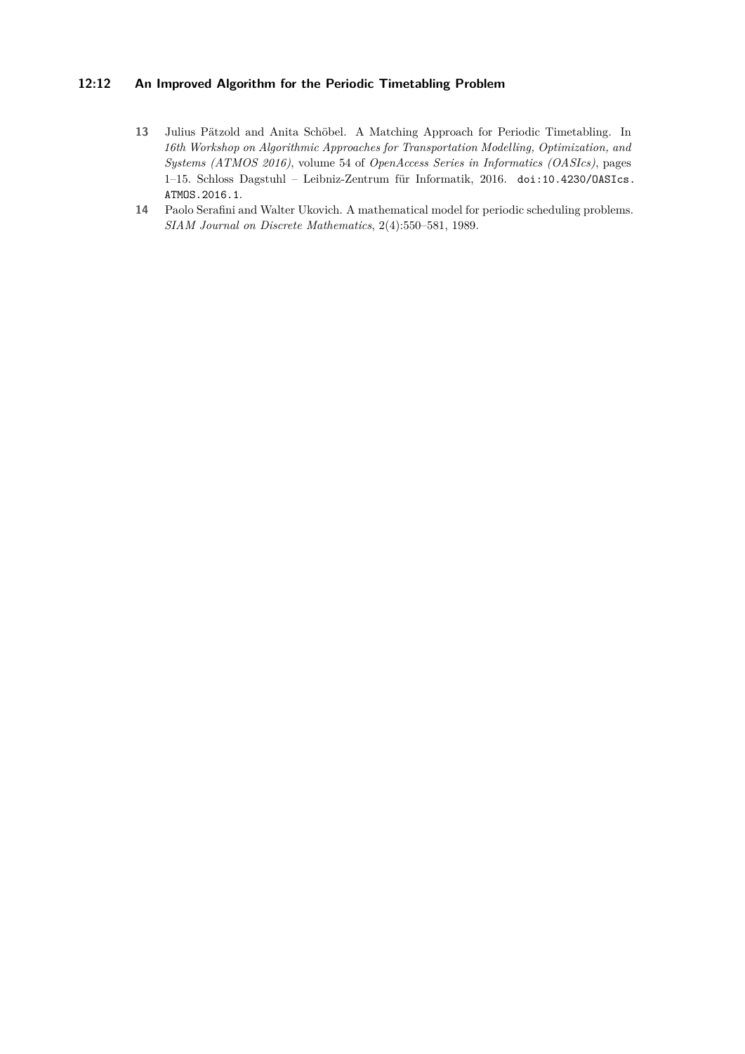13. Julius Pätzold and Anita Schöbel. A Matching Approach for Periodic Timetabling. In *16th Workshop on Algorithmic Approaches for Transportation Modelling, Optimization, and Systems (ATMOS 2016)*, volume 54 of *OpenAccess Series in Informatics (OASIcs)*, pages 1–15. Schloss Dagstuhl – Leibniz-Zentrum für Informatik, 2016. doi:10.4230/OASIcs.ATMOS.2016.1.
14. Paolo Serafini and Walter Ukovich. A mathematical model for periodic scheduling problems. *SIAM Journal on Discrete Mathematics*, 2(4):550–581, 1989.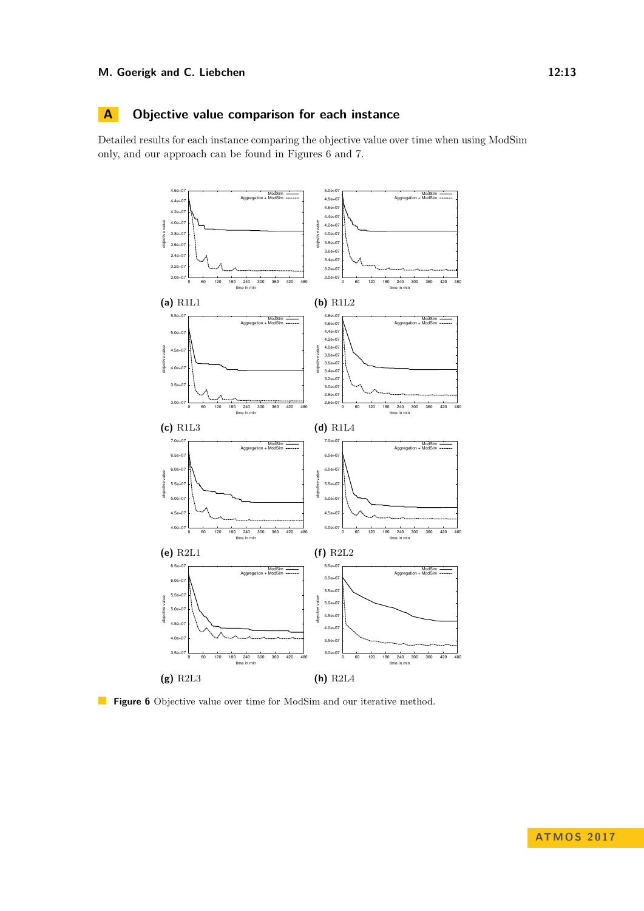## A Objective value comparison for each instance

Detailed results for each instance comparing the objective value over time when using ModSim only, and our approach can be found in Figures 6 and 7.

**(a)** R1L1

**(b)** R1L2

**(c)** R1L3

**(d)** R1L4

**(e)** R2L1

**(f)** R2L2

**(g)** R2L3

**(h)** R2L4

**Figure 6** Objective value over time for ModSim and our iterative method.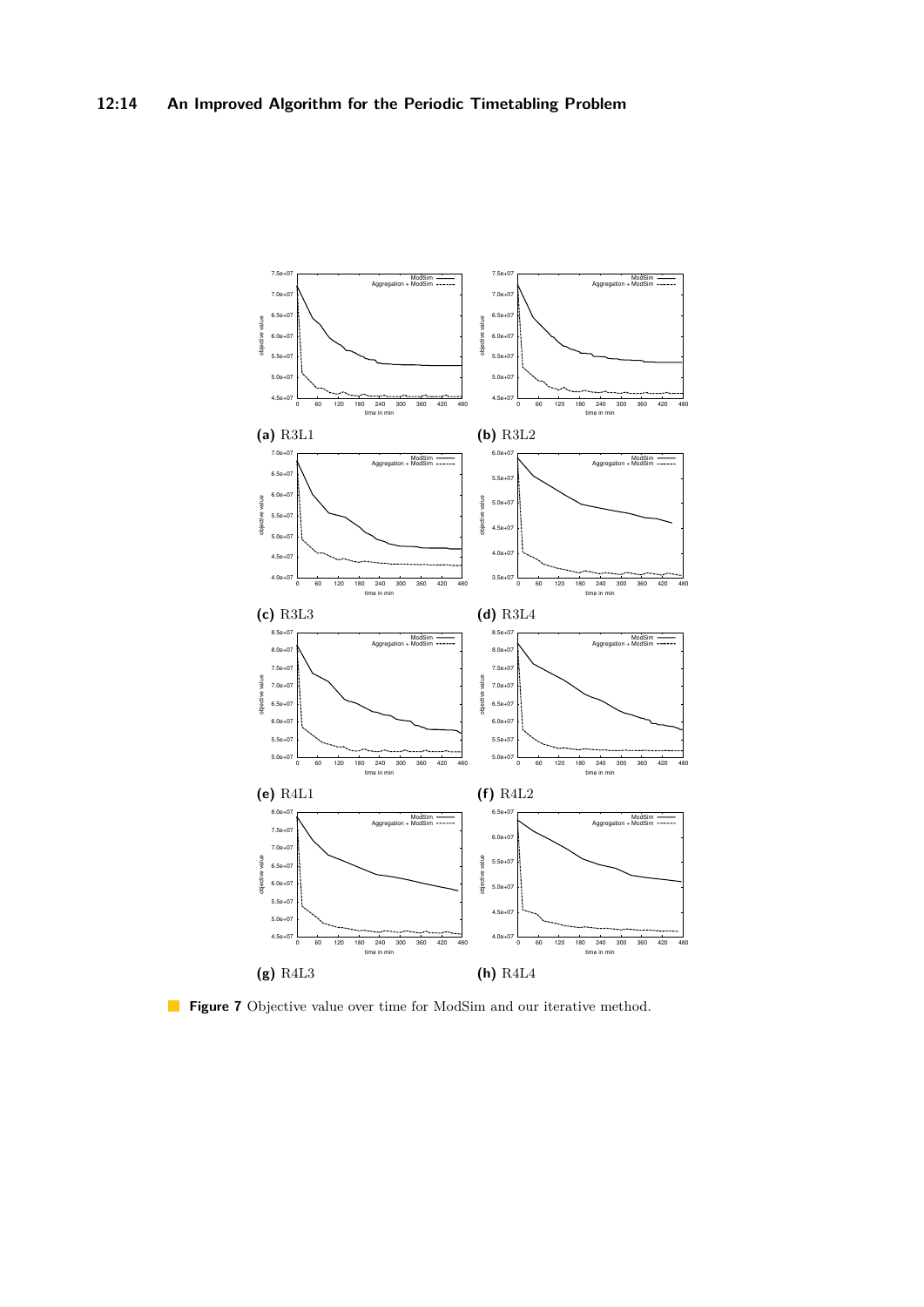7.5e+07
7.0e+07
6.5e+07
6.0e+07
5.5e+07
5.0e+07
4.5e+07
objective value
0 60 120 180 240 300 360 420 480
time in min
ModSim
Aggregation + ModSim

**(a)** R3L1

7.5e+07
7.0e+07
6.5e+07
6.0e+07
5.5e+07
5.0e+07
4.5e+07
objective value
0 60 120 180 240 300 360 420 480
time in min
ModSim
Aggregation + ModSim

**(b)** R3L2

7.0e+07
6.5e+07
6.0e+07
5.5e+07
5.0e+07
4.5e+07
4.0e+07
objective value
0 60 120 180 240 300 360 420 480
time in min
ModSim
Aggregation + ModSim

**(c)** R3L3

6.0e+07
5.5e+07
5.0e+07
4.5e+07
4.0e+07
3.5e+07
objective value
0 60 120 180 240 300 360 420 480
time in min
ModSim
Aggregation + ModSim

**(d)** R3L4

8.5e+07
8.0e+07
7.5e+07
7.0e+07
6.5e+07
6.0e+07
5.5e+07
5.0e+07
objective value
0 60 120 180 240 300 360 420 480
time in min
ModSim
Aggregation + ModSim

**(e)** R4L1

8.5e+07
8.0e+07
7.5e+07
7.0e+07
6.5e+07
6.0e+07
5.5e+07
5.0e+07
objective value
0 60 120 180 240 300 360 420 480
time in min
ModSim
Aggregation + ModSim

**(f)** R4L2

8.0e+07
7.5e+07
7.0e+07
6.5e+07
6.0e+07
5.5e+07
5.0e+07
4.5e+07
objective value
0 60 120 180 240 300 360 420 480
time in min
ModSim
Aggregation + ModSim

**(g)** R4L3

6.5e+07
6.0e+07
5.5e+07
5.0e+07
4.5e+07
4.0e+07
objective value
0 60 120 180 240 300 360 420 480
time in min
ModSim
Aggregation + ModSim

**(h)** R4L4

**Figure 7** Objective value over time for ModSim and our iterative method.